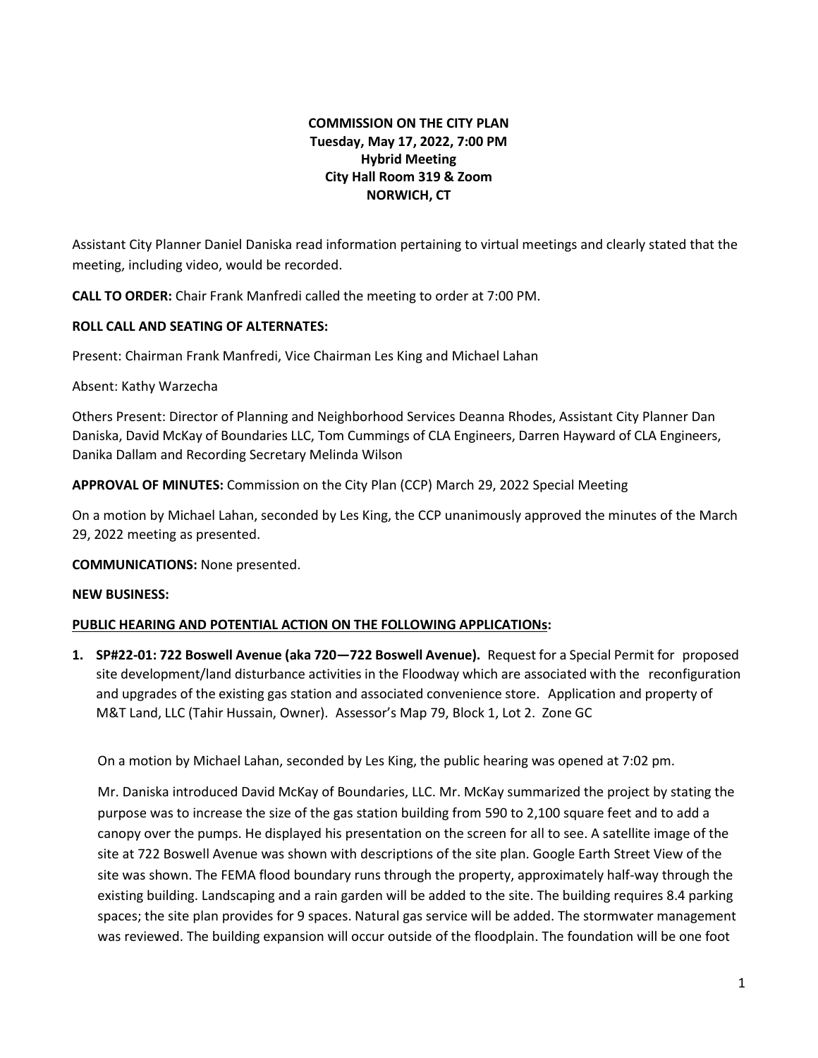**COMMISSION ON THE CITY PLAN**
**Tuesday, May 17, 2022, 7:00 PM**
**Hybrid Meeting**
**City Hall Room 319 & Zoom**
**NORWICH, CT**

Assistant City Planner Daniel Daniska read information pertaining to virtual meetings and clearly stated that the meeting, including video, would be recorded.

**CALL TO ORDER:** Chair Frank Manfredi called the meeting to order at 7:00 PM.

**ROLL CALL AND SEATING OF ALTERNATES:**

Present: Chairman Frank Manfredi, Vice Chairman Les King and Michael Lahan

Absent: Kathy Warzecha

Others Present: Director of Planning and Neighborhood Services Deanna Rhodes, Assistant City Planner Dan Daniska, David McKay of Boundaries LLC, Tom Cummings of CLA Engineers, Darren Hayward of CLA Engineers, Danika Dallam and Recording Secretary Melinda Wilson

**APPROVAL OF MINUTES:** Commission on the City Plan (CCP) March 29, 2022 Special Meeting

On a motion by Michael Lahan, seconded by Les King, the CCP unanimously approved the minutes of the March 29, 2022 meeting as presented.

**COMMUNICATIONS:** None presented.

**NEW BUSINESS:**

**PUBLIC HEARING AND POTENTIAL ACTION ON THE FOLLOWING APPLICATIONs:**

1. **SP#22-01: 722 Boswell Avenue (aka 720—722 Boswell Avenue).** Request for a Special Permit for proposed site development/land disturbance activities in the Floodway which are associated with the reconfiguration and upgrades of the existing gas station and associated convenience store. Application and property of M&T Land, LLC (Tahir Hussain, Owner). Assessor's Map 79, Block 1, Lot 2. Zone GC

   On a motion by Michael Lahan, seconded by Les King, the public hearing was opened at 7:02 pm.

   Mr. Daniska introduced David McKay of Boundaries, LLC. Mr. McKay summarized the project by stating the purpose was to increase the size of the gas station building from 590 to 2,100 square feet and to add a canopy over the pumps. He displayed his presentation on the screen for all to see. A satellite image of the site at 722 Boswell Avenue was shown with descriptions of the site plan. Google Earth Street View of the site was shown. The FEMA flood boundary runs through the property, approximately half-way through the existing building. Landscaping and a rain garden will be added to the site. The building requires 8.4 parking spaces; the site plan provides for 9 spaces. Natural gas service will be added. The stormwater management was reviewed. The building expansion will occur outside of the floodplain. The foundation will be one foot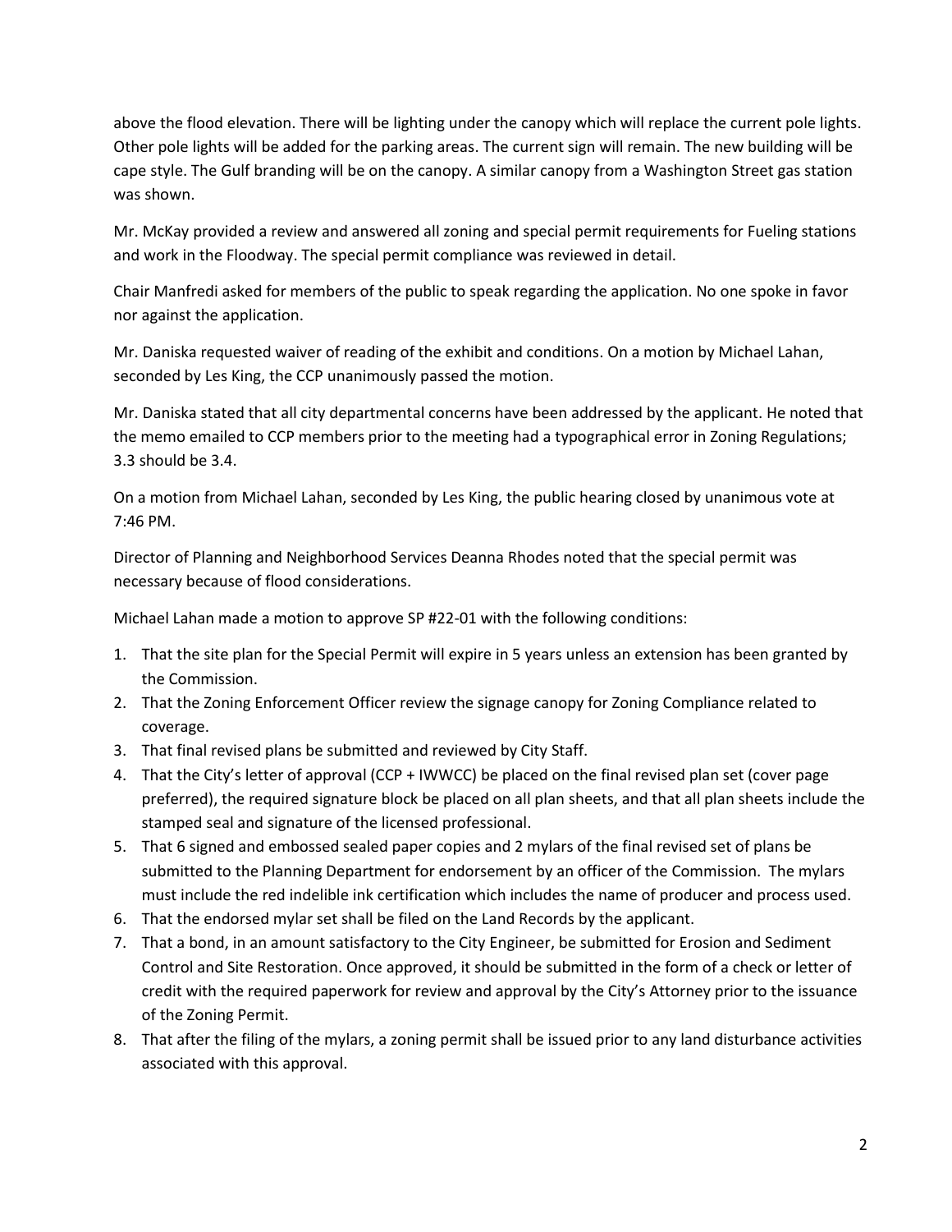above the flood elevation. There will be lighting under the canopy which will replace the current pole lights. Other pole lights will be added for the parking areas. The current sign will remain. The new building will be cape style. The Gulf branding will be on the canopy. A similar canopy from a Washington Street gas station was shown.

Mr. McKay provided a review and answered all zoning and special permit requirements for Fueling stations and work in the Floodway. The special permit compliance was reviewed in detail.

Chair Manfredi asked for members of the public to speak regarding the application. No one spoke in favor nor against the application.

Mr. Daniska requested waiver of reading of the exhibit and conditions. On a motion by Michael Lahan, seconded by Les King, the CCP unanimously passed the motion.

Mr. Daniska stated that all city departmental concerns have been addressed by the applicant. He noted that the memo emailed to CCP members prior to the meeting had a typographical error in Zoning Regulations; 3.3 should be 3.4.

On a motion from Michael Lahan, seconded by Les King, the public hearing closed by unanimous vote at 7:46 PM.

Director of Planning and Neighborhood Services Deanna Rhodes noted that the special permit was necessary because of flood considerations.

Michael Lahan made a motion to approve SP #22-01 with the following conditions:

1. That the site plan for the Special Permit will expire in 5 years unless an extension has been granted by the Commission.
2. That the Zoning Enforcement Officer review the signage canopy for Zoning Compliance related to coverage.
3. That final revised plans be submitted and reviewed by City Staff.
4. That the City's letter of approval (CCP + IWWCC) be placed on the final revised plan set (cover page preferred), the required signature block be placed on all plan sheets, and that all plan sheets include the stamped seal and signature of the licensed professional.
5. That 6 signed and embossed sealed paper copies and 2 mylars of the final revised set of plans be submitted to the Planning Department for endorsement by an officer of the Commission. The mylars must include the red indelible ink certification which includes the name of producer and process used.
6. That the endorsed mylar set shall be filed on the Land Records by the applicant.
7. That a bond, in an amount satisfactory to the City Engineer, be submitted for Erosion and Sediment Control and Site Restoration. Once approved, it should be submitted in the form of a check or letter of credit with the required paperwork for review and approval by the City's Attorney prior to the issuance of the Zoning Permit.
8. That after the filing of the mylars, a zoning permit shall be issued prior to any land disturbance activities associated with this approval.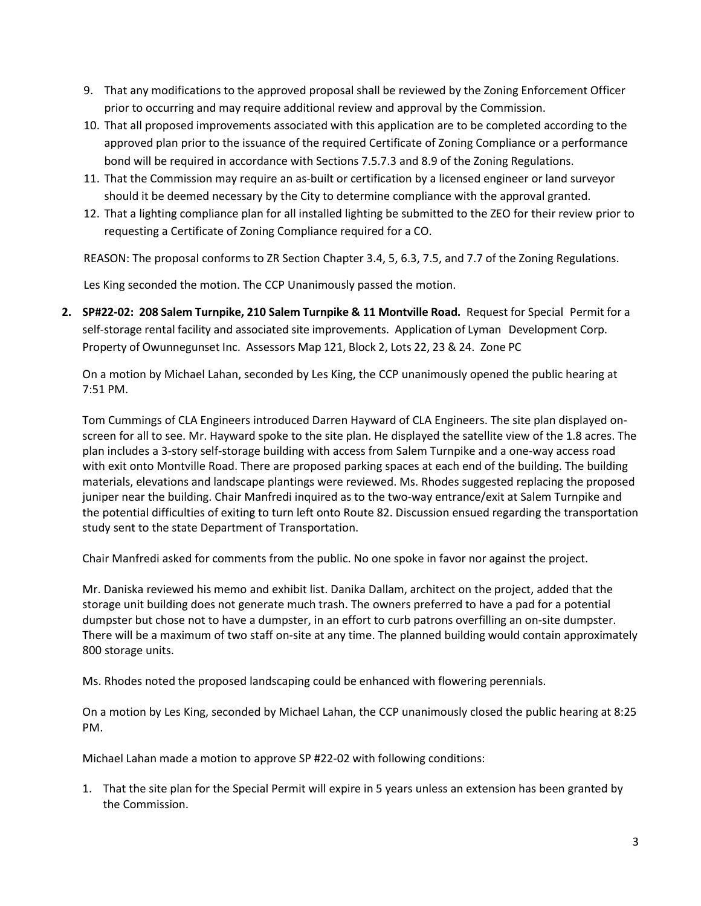9. That any modifications to the approved proposal shall be reviewed by the Zoning Enforcement Officer prior to occurring and may require additional review and approval by the Commission.
10. That all proposed improvements associated with this application are to be completed according to the approved plan prior to the issuance of the required Certificate of Zoning Compliance or a performance bond will be required in accordance with Sections 7.5.7.3 and 8.9 of the Zoning Regulations.
11. That the Commission may require an as-built or certification by a licensed engineer or land surveyor should it be deemed necessary by the City to determine compliance with the approval granted.
12. That a lighting compliance plan for all installed lighting be submitted to the ZEO for their review prior to requesting a Certificate of Zoning Compliance required for a CO.

REASON: The proposal conforms to ZR Section Chapter 3.4, 5, 6.3, 7.5, and 7.7 of the Zoning Regulations.

Les King seconded the motion. The CCP Unanimously passed the motion.

2. **SP#22-02: 208 Salem Turnpike, 210 Salem Turnpike & 11 Montville Road.** Request for Special Permit for a self-storage rental facility and associated site improvements. Application of Lyman Development Corp. Property of Owunnegunset Inc. Assessors Map 121, Block 2, Lots 22, 23 & 24. Zone PC

On a motion by Michael Lahan, seconded by Les King, the CCP unanimously opened the public hearing at 7:51 PM.

Tom Cummings of CLA Engineers introduced Darren Hayward of CLA Engineers. The site plan displayed on-screen for all to see. Mr. Hayward spoke to the site plan. He displayed the satellite view of the 1.8 acres. The plan includes a 3-story self-storage building with access from Salem Turnpike and a one-way access road with exit onto Montville Road. There are proposed parking spaces at each end of the building. The building materials, elevations and landscape plantings were reviewed. Ms. Rhodes suggested replacing the proposed juniper near the building. Chair Manfredi inquired as to the two-way entrance/exit at Salem Turnpike and the potential difficulties of exiting to turn left onto Route 82. Discussion ensued regarding the transportation study sent to the state Department of Transportation.

Chair Manfredi asked for comments from the public. No one spoke in favor nor against the project.

Mr. Daniska reviewed his memo and exhibit list. Danika Dallam, architect on the project, added that the storage unit building does not generate much trash. The owners preferred to have a pad for a potential dumpster but chose not to have a dumpster, in an effort to curb patrons overfilling an on-site dumpster. There will be a maximum of two staff on-site at any time. The planned building would contain approximately 800 storage units.

Ms. Rhodes noted the proposed landscaping could be enhanced with flowering perennials.

On a motion by Les King, seconded by Michael Lahan, the CCP unanimously closed the public hearing at 8:25 PM.

Michael Lahan made a motion to approve SP #22-02 with following conditions:

1. That the site plan for the Special Permit will expire in 5 years unless an extension has been granted by the Commission.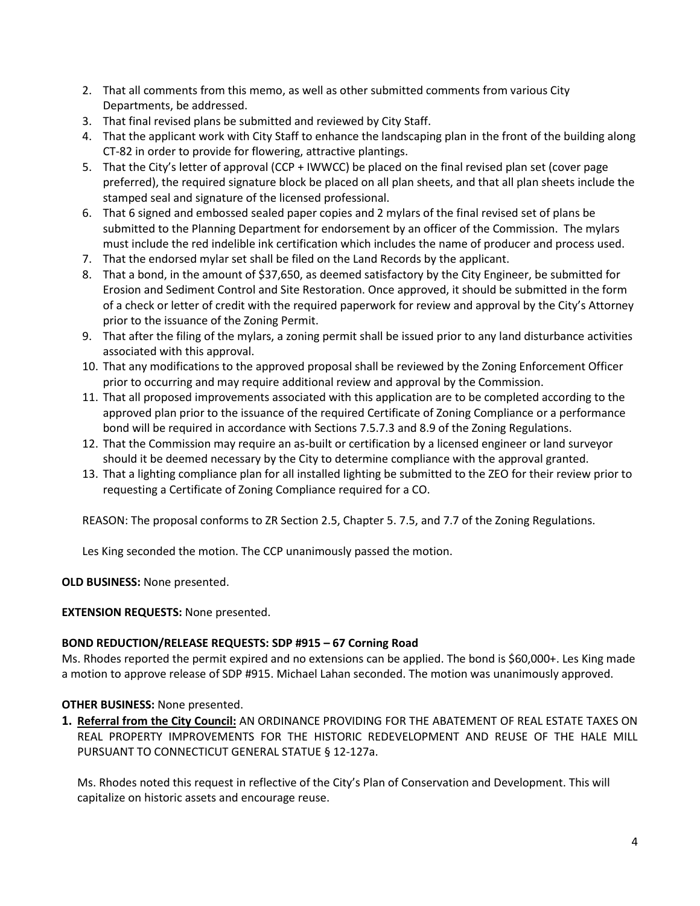2. That all comments from this memo, as well as other submitted comments from various City Departments, be addressed.
3. That final revised plans be submitted and reviewed by City Staff.
4. That the applicant work with City Staff to enhance the landscaping plan in the front of the building along CT-82 in order to provide for flowering, attractive plantings.
5. That the City's letter of approval (CCP + IWWCC) be placed on the final revised plan set (cover page preferred), the required signature block be placed on all plan sheets, and that all plan sheets include the stamped seal and signature of the licensed professional.
6. That 6 signed and embossed sealed paper copies and 2 mylars of the final revised set of plans be submitted to the Planning Department for endorsement by an officer of the Commission. The mylars must include the red indelible ink certification which includes the name of producer and process used.
7. That the endorsed mylar set shall be filed on the Land Records by the applicant.
8. That a bond, in the amount of $37,650, as deemed satisfactory by the City Engineer, be submitted for Erosion and Sediment Control and Site Restoration. Once approved, it should be submitted in the form of a check or letter of credit with the required paperwork for review and approval by the City's Attorney prior to the issuance of the Zoning Permit.
9. That after the filing of the mylars, a zoning permit shall be issued prior to any land disturbance activities associated with this approval.
10. That any modifications to the approved proposal shall be reviewed by the Zoning Enforcement Officer prior to occurring and may require additional review and approval by the Commission.
11. That all proposed improvements associated with this application are to be completed according to the approved plan prior to the issuance of the required Certificate of Zoning Compliance or a performance bond will be required in accordance with Sections 7.5.7.3 and 8.9 of the Zoning Regulations.
12. That the Commission may require an as-built or certification by a licensed engineer or land surveyor should it be deemed necessary by the City to determine compliance with the approval granted.
13. That a lighting compliance plan for all installed lighting be submitted to the ZEO for their review prior to requesting a Certificate of Zoning Compliance required for a CO.

REASON: The proposal conforms to ZR Section 2.5, Chapter 5. 7.5, and 7.7 of the Zoning Regulations.

Les King seconded the motion. The CCP unanimously passed the motion.

**OLD BUSINESS:** None presented.

**EXTENSION REQUESTS:** None presented.

**BOND REDUCTION/RELEASE REQUESTS: SDP #915 – 67 Corning Road**

Ms. Rhodes reported the permit expired and no extensions can be applied. The bond is $60,000+. Les King made a motion to approve release of SDP #915. Michael Lahan seconded. The motion was unanimously approved.

**OTHER BUSINESS:** None presented.

**1. Referral from the City Council:** AN ORDINANCE PROVIDING FOR THE ABATEMENT OF REAL ESTATE TAXES ON REAL PROPERTY IMPROVEMENTS FOR THE HISTORIC REDEVELOPMENT AND REUSE OF THE HALE MILL PURSUANT TO CONNECTICUT GENERAL STATUE § 12-127a.

Ms. Rhodes noted this request in reflective of the City's Plan of Conservation and Development. This will capitalize on historic assets and encourage reuse.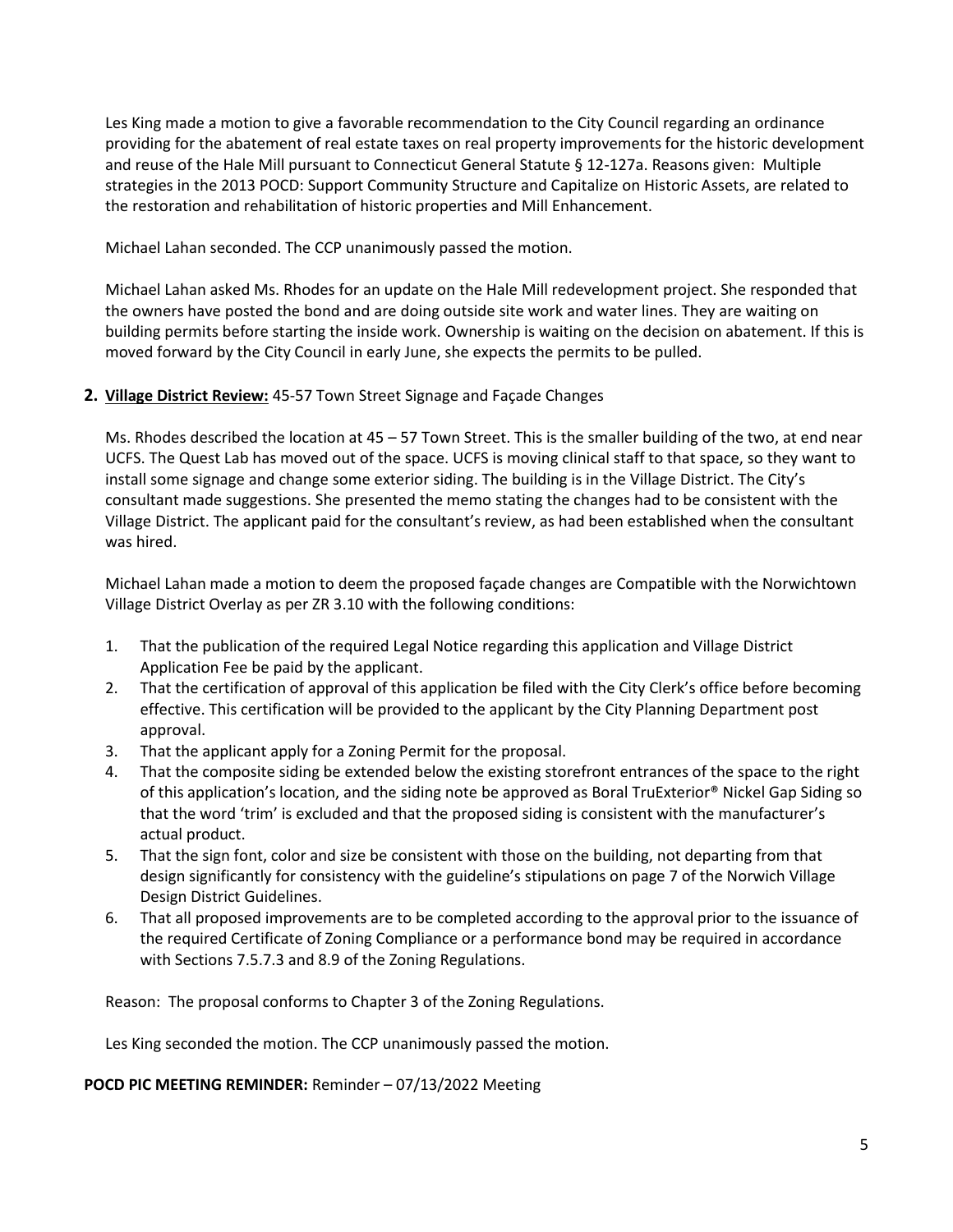Les King made a motion to give a favorable recommendation to the City Council regarding an ordinance providing for the abatement of real estate taxes on real property improvements for the historic development and reuse of the Hale Mill pursuant to Connecticut General Statute § 12-127a. Reasons given: Multiple strategies in the 2013 POCD: Support Community Structure and Capitalize on Historic Assets, are related to the restoration and rehabilitation of historic properties and Mill Enhancement.

Michael Lahan seconded. The CCP unanimously passed the motion.

Michael Lahan asked Ms. Rhodes for an update on the Hale Mill redevelopment project. She responded that the owners have posted the bond and are doing outside site work and water lines. They are waiting on building permits before starting the inside work. Ownership is waiting on the decision on abatement. If this is moved forward by the City Council in early June, she expects the permits to be pulled.

**2.** **Village District Review:** 45-57 Town Street Signage and Façade Changes

Ms. Rhodes described the location at 45 – 57 Town Street. This is the smaller building of the two, at end near UCFS. The Quest Lab has moved out of the space. UCFS is moving clinical staff to that space, so they want to install some signage and change some exterior siding. The building is in the Village District. The City's consultant made suggestions. She presented the memo stating the changes had to be consistent with the Village District. The applicant paid for the consultant's review, as had been established when the consultant was hired.

Michael Lahan made a motion to deem the proposed façade changes are Compatible with the Norwichtown Village District Overlay as per ZR 3.10 with the following conditions:

1. That the publication of the required Legal Notice regarding this application and Village District Application Fee be paid by the applicant.
2. That the certification of approval of this application be filed with the City Clerk's office before becoming effective. This certification will be provided to the applicant by the City Planning Department post approval.
3. That the applicant apply for a Zoning Permit for the proposal.
4. That the composite siding be extended below the existing storefront entrances of the space to the right of this application's location, and the siding note be approved as Boral TruExterior® Nickel Gap Siding so that the word 'trim' is excluded and that the proposed siding is consistent with the manufacturer's actual product.
5. That the sign font, color and size be consistent with those on the building, not departing from that design significantly for consistency with the guideline's stipulations on page 7 of the Norwich Village Design District Guidelines.
6. That all proposed improvements are to be completed according to the approval prior to the issuance of the required Certificate of Zoning Compliance or a performance bond may be required in accordance with Sections 7.5.7.3 and 8.9 of the Zoning Regulations.

Reason: The proposal conforms to Chapter 3 of the Zoning Regulations.

Les King seconded the motion. The CCP unanimously passed the motion.

**POCD PIC MEETING REMINDER:** Reminder – 07/13/2022 Meeting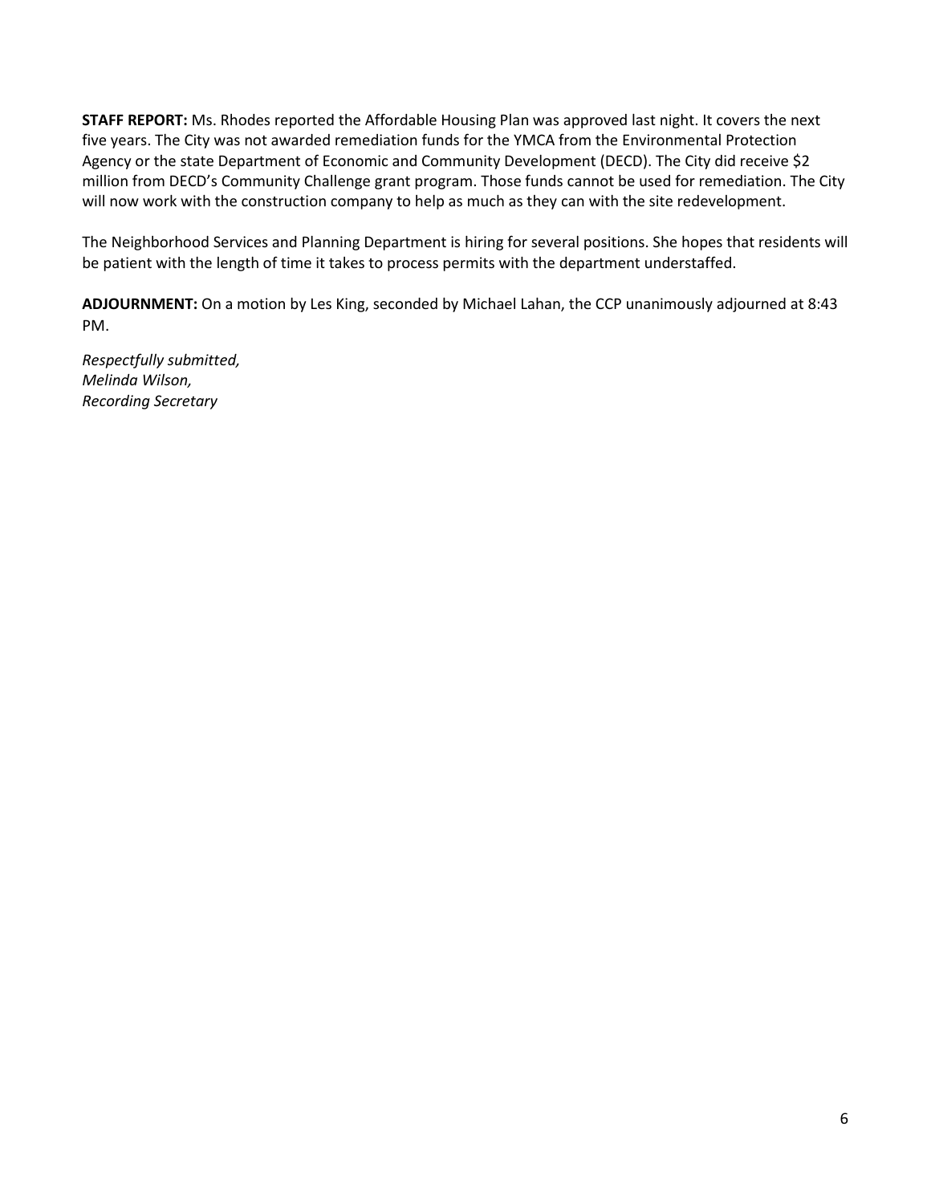**STAFF REPORT:** Ms. Rhodes reported the Affordable Housing Plan was approved last night. It covers the next five years. The City was not awarded remediation funds for the YMCA from the Environmental Protection Agency or the state Department of Economic and Community Development (DECD). The City did receive $2 million from DECD's Community Challenge grant program. Those funds cannot be used for remediation. The City will now work with the construction company to help as much as they can with the site redevelopment.

The Neighborhood Services and Planning Department is hiring for several positions. She hopes that residents will be patient with the length of time it takes to process permits with the department understaffed.

**ADJOURNMENT:** On a motion by Les King, seconded by Michael Lahan, the CCP unanimously adjourned at 8:43 PM.

*Respectfully submitted,*
*Melinda Wilson,*
*Recording Secretary*